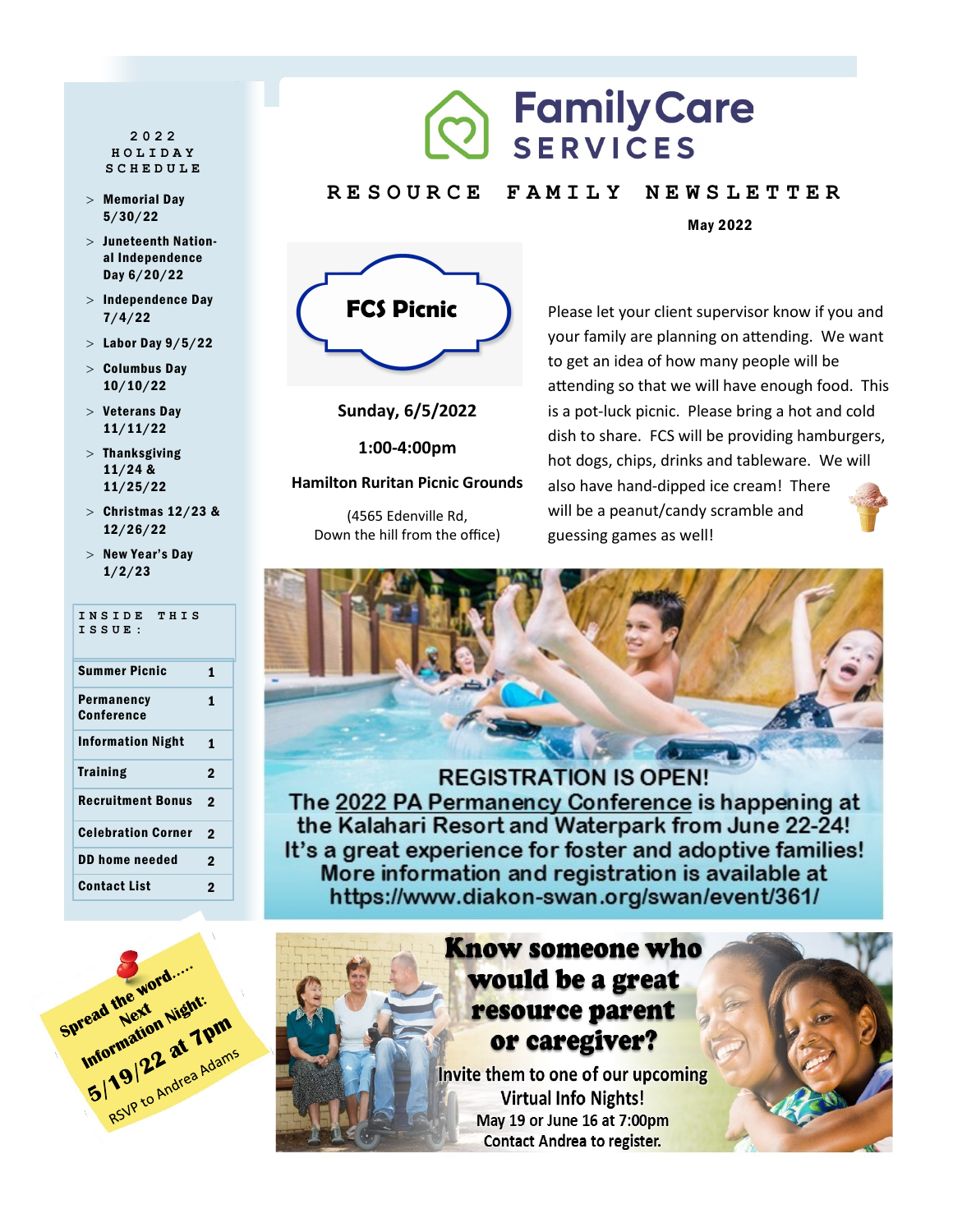# Family Care SERVICES

## RESOURCE FAMILY NEWSLETTER

**May 2022**

### FCS Picnic

**Sunday, 6/5/2022**

**1:00-4:00pm**

**Hamilton Ruritan Picnic Grounds**

(4565 Edenville Rd,
Down the hill from the office)

Please let your client supervisor know if you and your family are planning on attending. We want to get an idea of how many people will be attending so that we will have enough food. This is a pot-luck picnic. Please bring a hot and cold dish to share. FCS will be providing hamburgers, hot dogs, chips, drinks and tableware. We will also have hand-dipped ice cream! There will be a peanut/candy scramble and guessing games as well!

**REGISTRATION IS OPEN!**

The 2022 PA Permanency Conference is happening at the Kalahari Resort and Waterpark from June 22-24! It's a great experience for foster and adoptive families! More information and registration is available at https://www.diakon-swan.org/swan/event/361/

**Know someone who would be a great resource parent or caregiver?**

Invite them to one of our upcoming Virtual Info Nights!
May 19 or June 16 at 7:00pm
Contact Andrea to register.

---

**2022 HOLIDAY SCHEDULE**

- Memorial Day 5/30/22
- Juneteenth National Independence Day 6/20/22
- Independence Day 7/4/22
- Labor Day 9/5/22
- Columbus Day 10/10/22
- Veterans Day 11/11/22
- Thanksgiving 11/24 & 11/25/22
- Christmas 12/23 & 12/26/22
- New Year's Day 1/2/23

**INSIDE THIS ISSUE:**

| | |
|---|---|
| Summer Picnic | 1 |
| Permanency Conference | 1 |
| Information Night | 1 |
| Training | 2 |
| Recruitment Bonus | 2 |
| Celebration Corner | 2 |
| DD home needed | 2 |
| Contact List | 2 |

Spread the word..... Next Information Night: 5/19/22 at 7pm
RSVP to Andrea Adams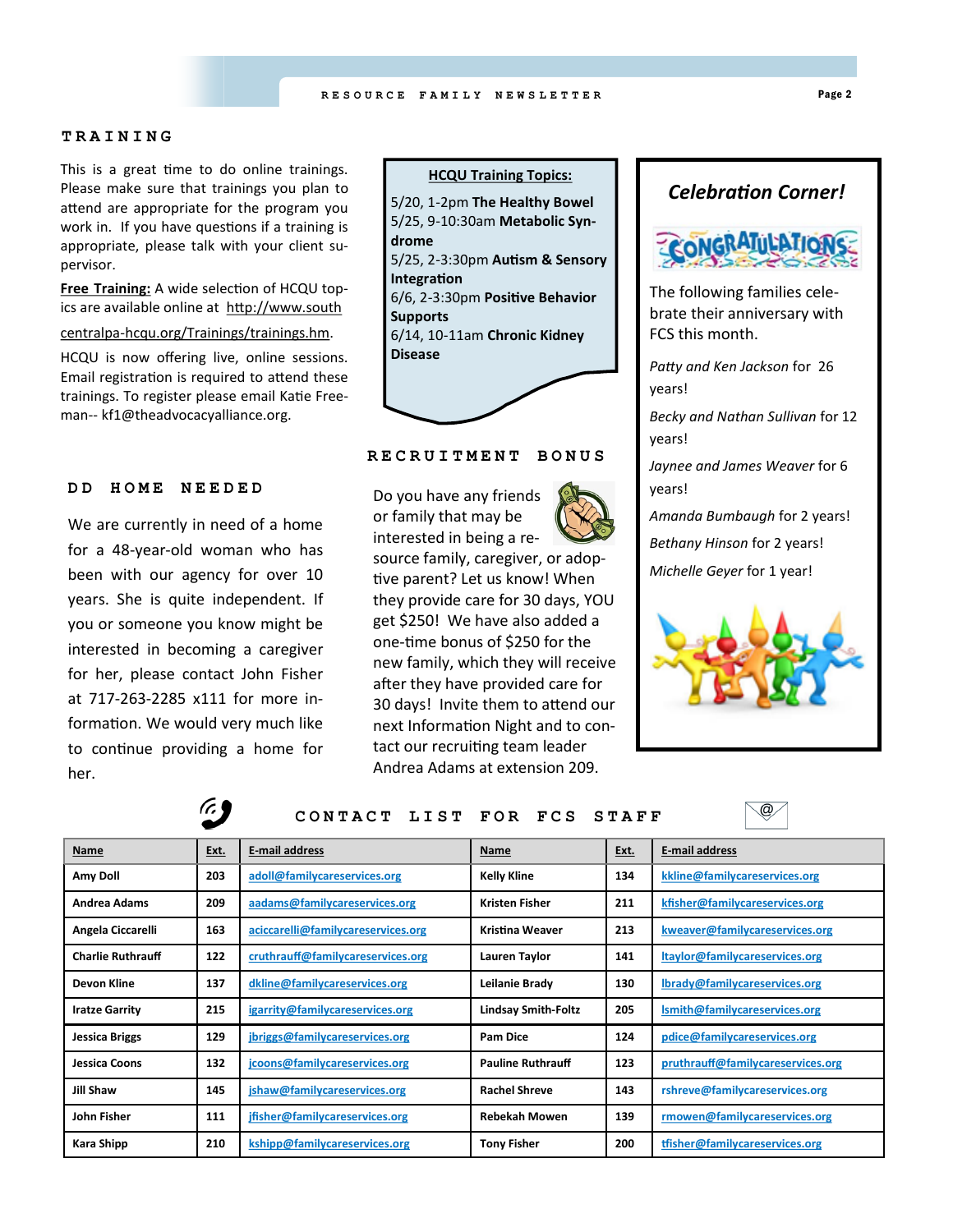## TRAINING

This is a great time to do online trainings. Please make sure that trainings you plan to attend are appropriate for the program you work in. If you have questions if a training is appropriate, please talk with your client supervisor.

**Free Training:** A wide selection of HCQU topics are available online at http://www.southcentralpa-hcqu.org/Trainings/trainings.hm.

HCQU is now offering live, online sessions. Email registration is required to attend these trainings. To register please email Katie Freeman-- kf1@theadvocacyalliance.org.

**HCQU Training Topics:**

5/20, 1-2pm **The Healthy Bowel**
5/25, 9-10:30am **Metabolic Syndrome**
5/25, 2-3:30pm **Autism & Sensory Integration**
6/6, 2-3:30pm **Positive Behavior Supports**
6/14, 10-11am **Chronic Kidney Disease**

## DD HOME NEEDED

We are currently in need of a home for a 48-year-old woman who has been with our agency for over 10 years. She is quite independent. If you or someone you know might be interested in becoming a caregiver for her, please contact John Fisher at 717-263-2285 x111 for more information. We would very much like to continue providing a home for her.

## RECRUITMENT BONUS

Do you have any friends or family that may be interested in being a resource family, caregiver, or adoptive parent? Let us know! When they provide care for 30 days, YOU get $250! We have also added a one-time bonus of $250 for the new family, which they will receive after they have provided care for 30 days! Invite them to attend our next Information Night and to contact our recruiting team leader Andrea Adams at extension 209.

## *Celebration Corner!*

The following families celebrate their anniversary with FCS this month.

*Patty and Ken Jackson* for 26 years!

*Becky and Nathan Sullivan* for 12 years!

*Jaynee and James Weaver* for 6 years!

*Amanda Bumbaugh* for 2 years!

*Bethany Hinson* for 2 years!

*Michelle Geyer* for 1 year!

## CONTACT LIST FOR FCS STAFF

| Name | Ext. | E-mail address | Name | Ext. | E-mail address |
|---|---|---|---|---|---|
| Amy Doll | 203 | adoll@familycareservices.org | Kelly Kline | 134 | kkline@familycareservices.org |
| Andrea Adams | 209 | aadams@familycareservices.org | Kristen Fisher | 211 | kfisher@familycareservices.org |
| Angela Ciccarelli | 163 | aciccarelli@familycareservices.org | Kristina Weaver | 213 | kweaver@familycareservices.org |
| Charlie Ruthrauff | 122 | cruthrauff@familycareservices.org | Lauren Taylor | 141 | ltaylor@familycareservices.org |
| Devon Kline | 137 | dkline@familycareservices.org | Leilanie Brady | 130 | lbrady@familycareservices.org |
| Iratze Garrity | 215 | igarrity@familycareservices.org | Lindsay Smith-Foltz | 205 | lsmith@familycareservices.org |
| Jessica Briggs | 129 | jbriggs@familycareservices.org | Pam Dice | 124 | pdice@familycareservices.org |
| Jessica Coons | 132 | jcoons@familycareservices.org | Pauline Ruthrauff | 123 | pruthrauff@familycareservices.org |
| Jill Shaw | 145 | jshaw@familycareservices.org | Rachel Shreve | 143 | rshreve@familycareservices.org |
| John Fisher | 111 | jfisher@familycareservices.org | Rebekah Mowen | 139 | rmowen@familycareservices.org |
| Kara Shipp | 210 | kshipp@familycareservices.org | Tony Fisher | 200 | tfisher@familycareservices.org |